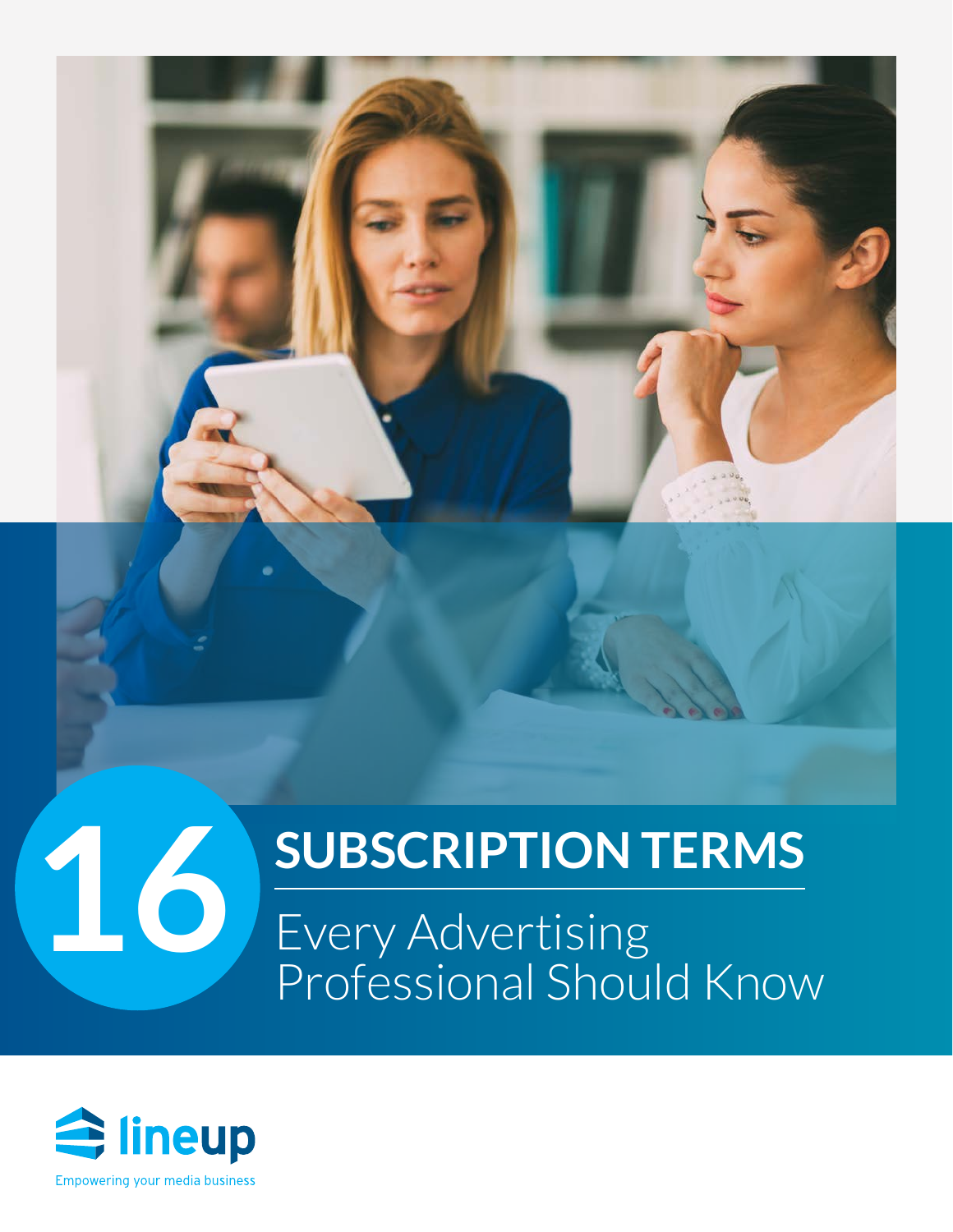# 16 SUBCRIPTION TERMS

## Every Advertising Professional Should Know

lineup

Empowering your media business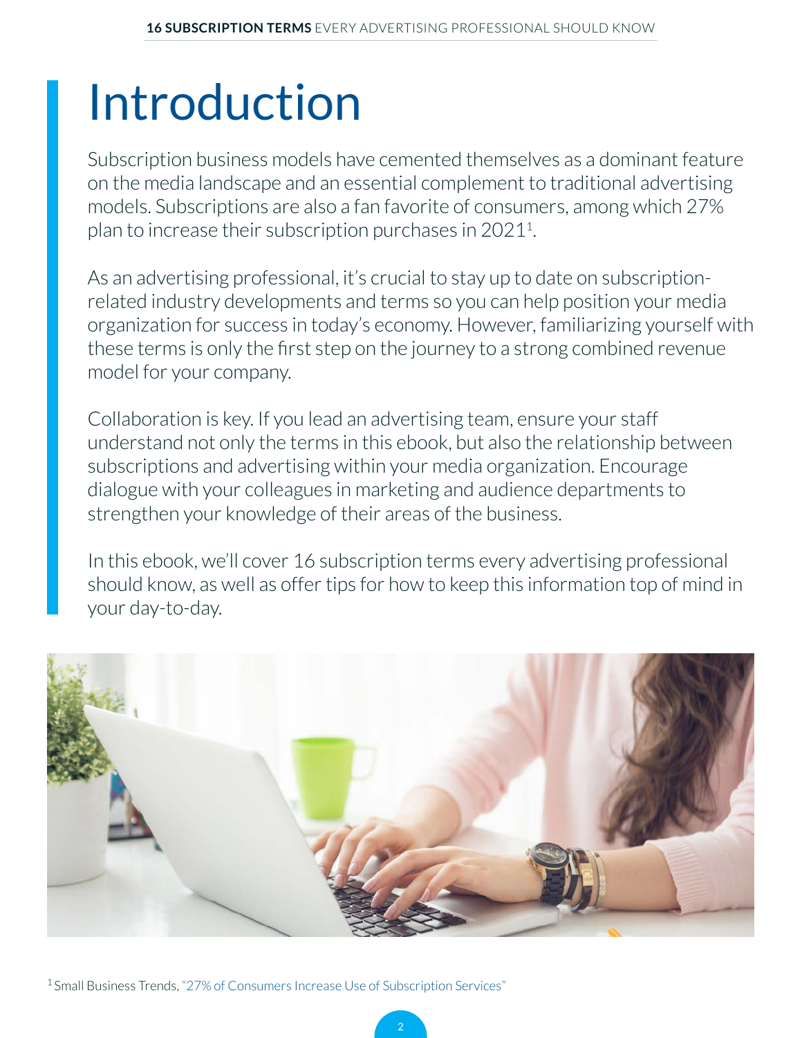# Introduction

Subscription business models have cemented themselves as a dominant feature on the media landscape and an essential complement to traditional advertising models. Subscriptions are also a fan favorite of consumers, among which 27% plan to increase their subscription purchases in 2021[1].

As an advertising professional, it's crucial to stay up to date on subscription-related industry developments and terms so you can help position your media organization for success in today's economy. However, familiarizing yourself with these terms is only the first step on the journey to a strong combined revenue model for your company.

Collaboration is key. If you lead an advertising team, ensure your staff understand not only the terms in this ebook, but also the relationship between subscriptions and advertising within your media organization. Encourage dialogue with your colleagues in marketing and audience departments to strengthen your knowledge of their areas of the business.

In this ebook, we'll cover 16 subscription terms every advertising professional should know, as well as offer tips for how to keep this information top of mind in your day-to-day.

[1] Small Business Trends, "27% of Consumers Increase Use of Subscription Services"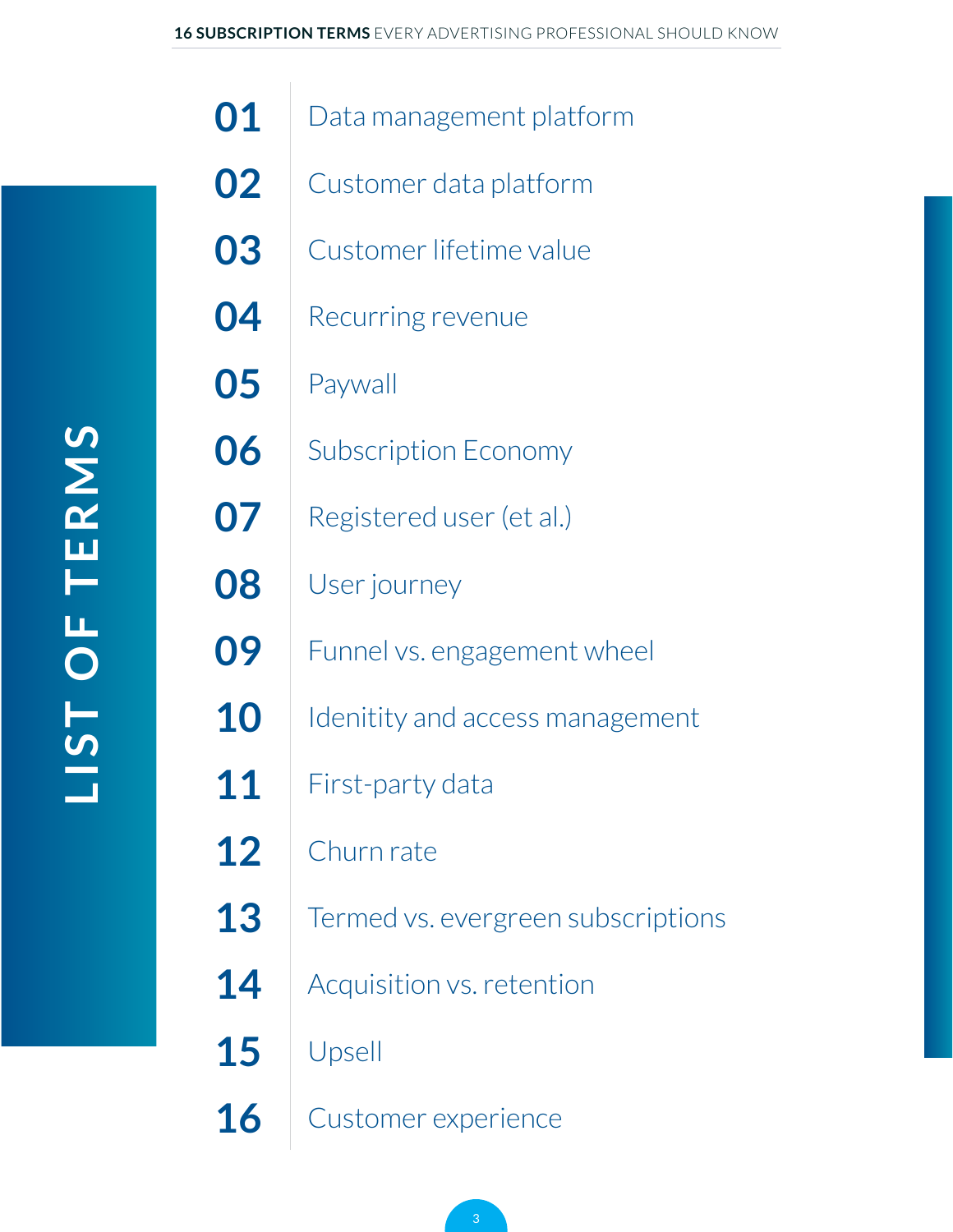# LIST OF TERMS

| | |
|---|---|
| **01** | Data management platform |
| **02** | Customer data platform |
| **03** | Customer lifetime value |
| **04** | Recurring revenue |
| **05** | Paywall |
| **06** | Subscription Economy |
| **07** | Registered user (et al.) |
| **08** | User journey |
| **09** | Funnel vs. engagement wheel |
| **10** | Idenitity and access management |
| **11** | First-party data |
| **12** | Churn rate |
| **13** | Termed vs. evergreen subscriptions |
| **14** | Acquisition vs. retention |
| **15** | Upsell |
| **16** | Customer experience |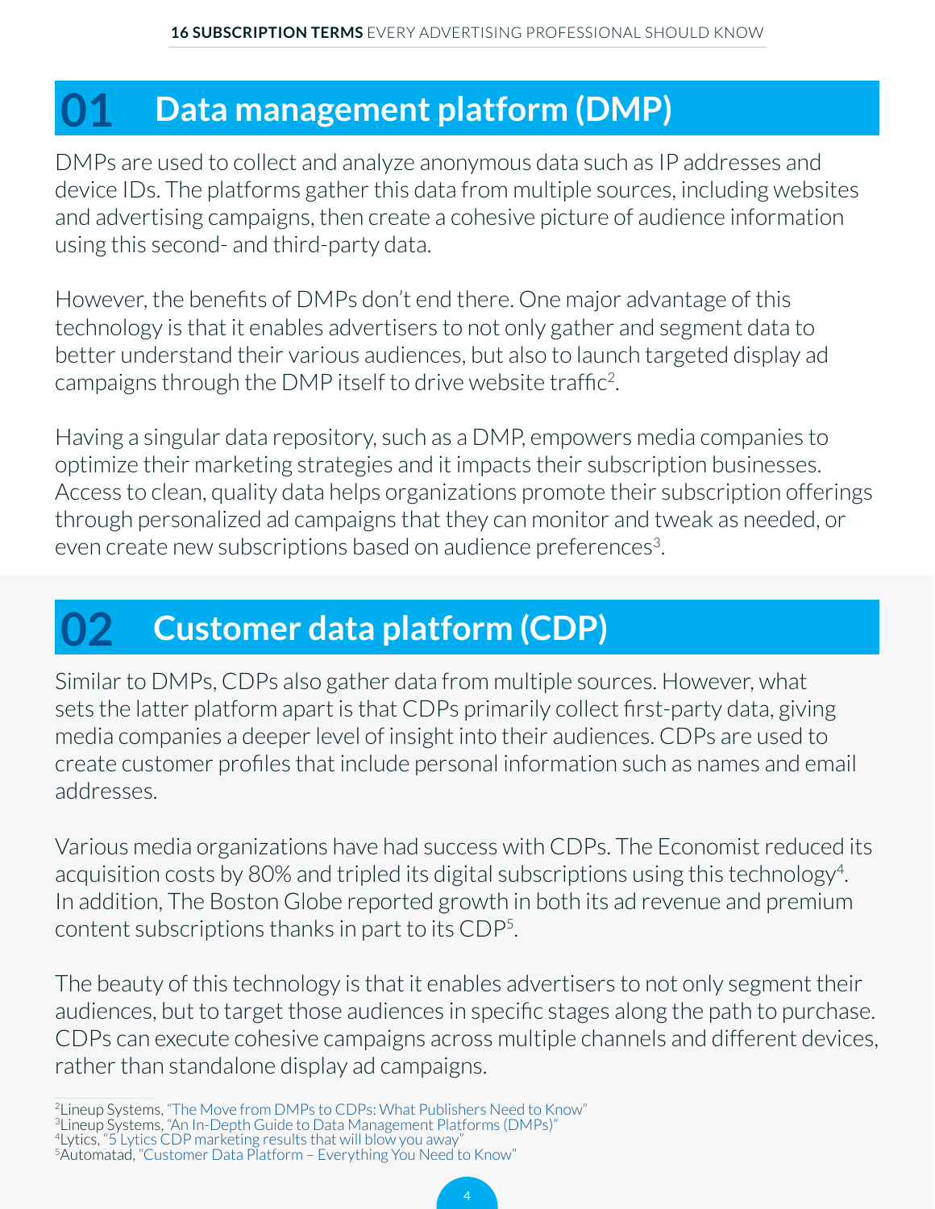## 01 Data management platform (DMP)

DMPs are used to collect and analyze anonymous data such as IP addresses and device IDs. The platforms gather this data from multiple sources, including websites and advertising campaigns, then create a cohesive picture of audience information using this second- and third-party data.

However, the benefits of DMPs don't end there. One major advantage of this technology is that it enables advertisers to not only gather and segment data to better understand their various audiences, but also to launch targeted display ad campaigns through the DMP itself to drive website traffic[2].

Having a singular data repository, such as a DMP, empowers media companies to optimize their marketing strategies and it impacts their subscription businesses. Access to clean, quality data helps organizations promote their subscription offerings through personalized ad campaigns that they can monitor and tweak as needed, or even create new subscriptions based on audience preferences[3].

## 02 Customer data platform (CDP)

Similar to DMPs, CDPs also gather data from multiple sources. However, what sets the latter platform apart is that CDPs primarily collect first-party data, giving media companies a deeper level of insight into their audiences. CDPs are used to create customer profiles that include personal information such as names and email addresses.

Various media organizations have had success with CDPs. The Economist reduced its acquisition costs by 80% and tripled its digital subscriptions using this technology[4]. In addition, The Boston Globe reported growth in both its ad revenue and premium content subscriptions thanks in part to its CDP[5].

The beauty of this technology is that it enables advertisers to not only segment their audiences, but to target those audiences in specific stages along the path to purchase. CDPs can execute cohesive campaigns across multiple channels and different devices, rather than standalone display ad campaigns.

[2] Lineup Systems, "The Move from DMPs to CDPs: What Publishers Need to Know"
[3] Lineup Systems, "An In-Depth Guide to Data Management Platforms (DMPs)"
[4] Lytics, "5 Lytics CDP marketing results that will blow you away"
[5] Automatad, "Customer Data Platform – Everything You Need to Know"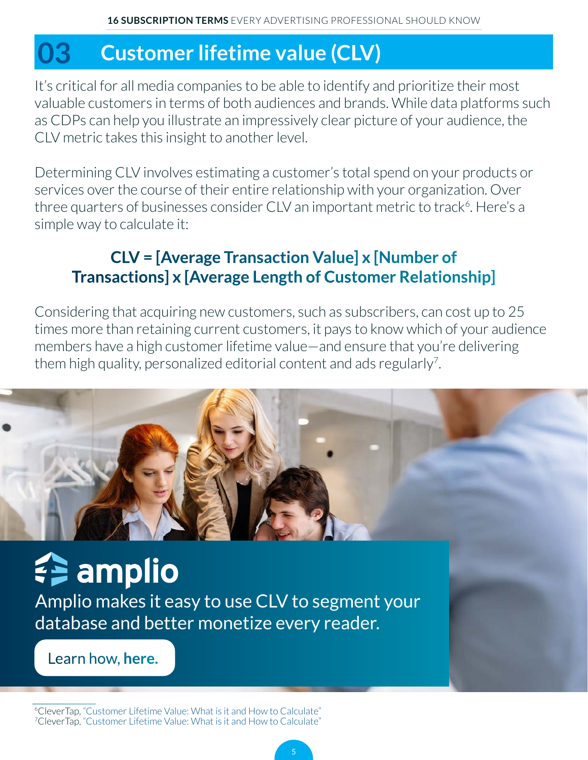## 03 Customer lifetime value (CLV)

It's critical for all media companies to be able to identify and prioritize their most valuable customers in terms of both audiences and brands. While data platforms such as CDPs can help you illustrate an impressively clear picture of your audience, the CLV metric takes this insight to another level.

Determining CLV involves estimating a customer's total spend on your products or services over the course of their entire relationship with your organization. Over three quarters of businesses consider CLV an important metric to track[6]. Here's a simple way to calculate it:

**CLV = [Average Transaction Value] x [Number of Transactions] x [Average Length of Customer Relationship]**

Considering that acquiring new customers, such as subscribers, can cost up to 25 times more than retaining current customers, it pays to know which of your audience members have a high customer lifetime value—and ensure that you're delivering them high quality, personalized editorial content and ads regularly[7].

**amplio**

Amplio makes it easy to use CLV to segment your database and better monetize every reader.

Learn how, **here.**

[6] CleverTap, "Customer Lifetime Value: What is it and How to Calculate"
[7] CleverTap, "Customer Lifetime Value: What is it and How to Calculate"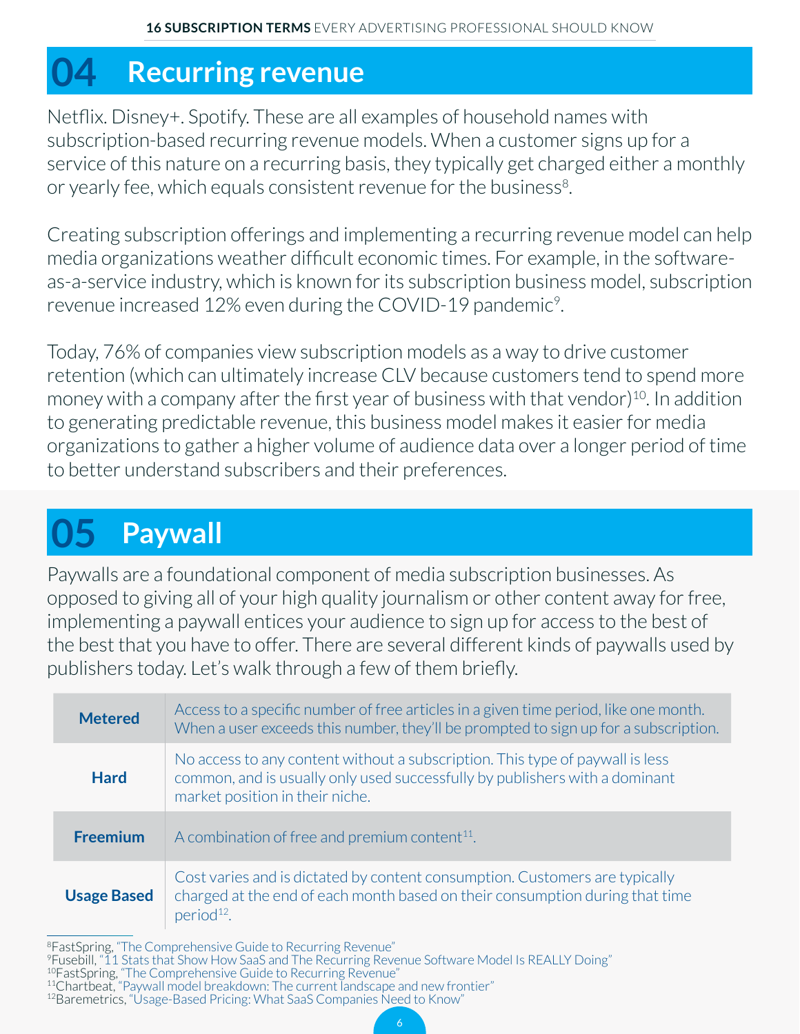## 04 Recurring revenue

Netflix. Disney+. Spotify. These are all examples of household names with subscription-based recurring revenue models. When a customer signs up for a service of this nature on a recurring basis, they typically get charged either a monthly or yearly fee, which equals consistent revenue for the business[8].

Creating subscription offerings and implementing a recurring revenue model can help media organizations weather difficult economic times. For example, in the software-as-a-service industry, which is known for its subscription business model, subscription revenue increased 12% even during the COVID-19 pandemic[9].

Today, 76% of companies view subscription models as a way to drive customer retention (which can ultimately increase CLV because customers tend to spend more money with a company after the first year of business with that vendor)[10]. In addition to generating predictable revenue, this business model makes it easier for media organizations to gather a higher volume of audience data over a longer period of time to better understand subscribers and their preferences.

## 05 Paywall

Paywalls are a foundational component of media subscription businesses. As opposed to giving all of your high quality journalism or other content away for free, implementing a paywall entices your audience to sign up for access to the best of the best that you have to offer. There are several different kinds of paywalls used by publishers today. Let's walk through a few of them briefly.

| | |
|---|---|
| **Metered** | Access to a specific number of free articles in a given time period, like one month. When a user exceeds this number, they'll be prompted to sign up for a subscription. |
| **Hard** | No access to any content without a subscription. This type of paywall is less common, and is usually only used successfully by publishers with a dominant market position in their niche. |
| **Freemium** | A combination of free and premium content[11]. |
| **Usage Based** | Cost varies and is dictated by content consumption. Customers are typically charged at the end of each month based on their consumption during that time period[12]. |

[8]FastSpring, "The Comprehensive Guide to Recurring Revenue"
[9]Fusebill, "11 Stats that Show How SaaS and The Recurring Revenue Software Model Is REALLY Doing"
[10]FastSpring, "The Comprehensive Guide to Recurring Revenue"
[11]Chartbeat, "Paywall model breakdown: The current landscape and new frontier"
[12]Baremetrics, "Usage-Based Pricing: What SaaS Companies Need to Know"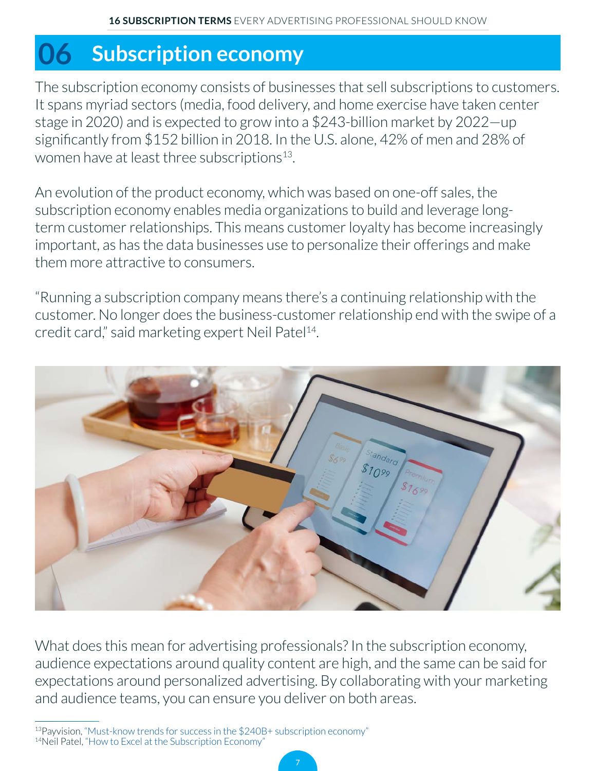# 06 Subscription economy

The subscription economy consists of businesses that sell subscriptions to customers. It spans myriad sectors (media, food delivery, and home exercise have taken center stage in 2020) and is expected to grow into a $243-billion market by 2022—up significantly from $152 billion in 2018. In the U.S. alone, 42% of men and 28% of women have at least three subscriptions[13].

An evolution of the product economy, which was based on one-off sales, the subscription economy enables media organizations to build and leverage long-term customer relationships. This means customer loyalty has become increasingly important, as has the data businesses use to personalize their offerings and make them more attractive to consumers.

"Running a subscription company means there's a continuing relationship with the customer. No longer does the business-customer relationship end with the swipe of a credit card," said marketing expert Neil Patel[14].

What does this mean for advertising professionals? In the subscription economy, audience expectations around quality content are high, and the same can be said for expectations around personalized advertising. By collaborating with your marketing and audience teams, you can ensure you deliver on both areas.

---

[13] Payvision, "Must-know trends for success in the $240B+ subscription economy"

[14] Neil Patel, "How to Excel at the Subscription Economy"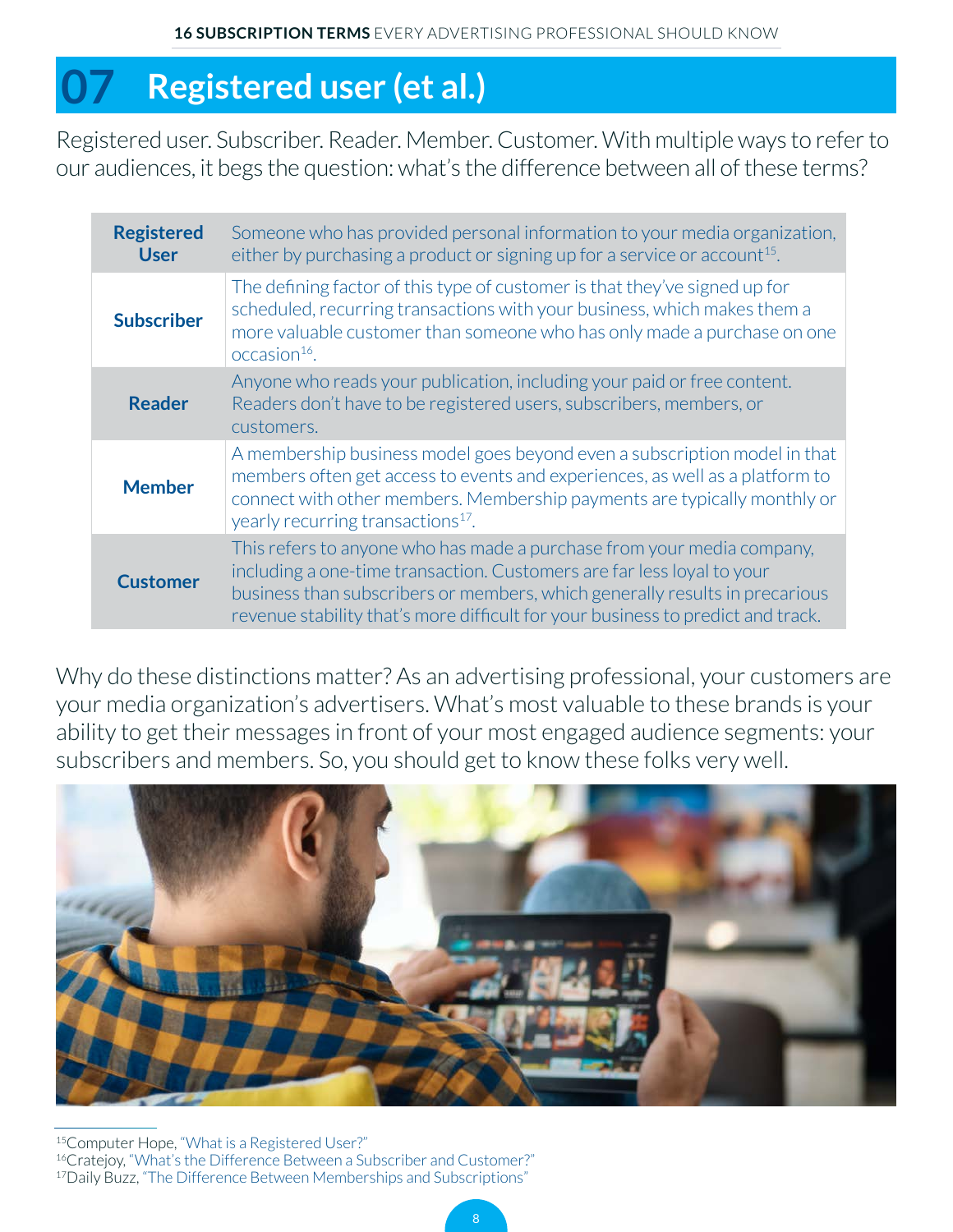# 07 Registered user (et al.)

Registered user. Subscriber. Reader. Member. Customer. With multiple ways to refer to our audiences, it begs the question: what's the difference between all of these terms?

| | |
|---|---|
| **Registered User** | Someone who has provided personal information to your media organization, either by purchasing a product or signing up for a service or account[15]. |
| **Subscriber** | The defining factor of this type of customer is that they've signed up for scheduled, recurring transactions with your business, which makes them a more valuable customer than someone who has only made a purchase on one occasion[16]. |
| **Reader** | Anyone who reads your publication, including your paid or free content. Readers don't have to be registered users, subscribers, members, or customers. |
| **Member** | A membership business model goes beyond even a subscription model in that members often get access to events and experiences, as well as a platform to connect with other members. Membership payments are typically monthly or yearly recurring transactions[17]. |
| **Customer** | This refers to anyone who has made a purchase from your media company, including a one-time transaction. Customers are far less loyal to your business than subscribers or members, which generally results in precarious revenue stability that's more difficult for your business to predict and track. |

Why do these distinctions matter? As an advertising professional, your customers are your media organization's advertisers. What's most valuable to these brands is your ability to get their messages in front of your most engaged audience segments: your subscribers and members. So, you should get to know these folks very well.

[15]Computer Hope, "What is a Registered User?"
[16]Cratejoy, "What's the Difference Between a Subscriber and Customer?"
[17]Daily Buzz, "The Difference Between Memberships and Subscriptions"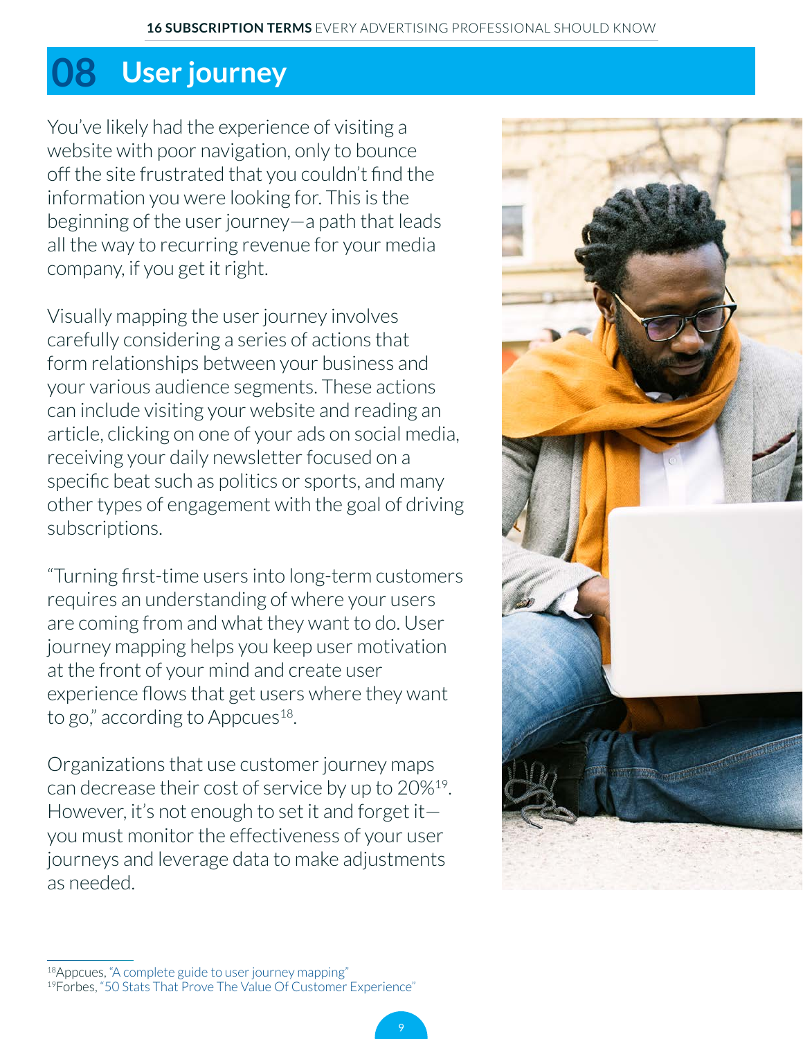# 08 User journey

You've likely had the experience of visiting a website with poor navigation, only to bounce off the site frustrated that you couldn't find the information you were looking for. This is the beginning of the user journey—a path that leads all the way to recurring revenue for your media company, if you get it right.

Visually mapping the user journey involves carefully considering a series of actions that form relationships between your business and your various audience segments. These actions can include visiting your website and reading an article, clicking on one of your ads on social media, receiving your daily newsletter focused on a specific beat such as politics or sports, and many other types of engagement with the goal of driving subscriptions.

"Turning first-time users into long-term customers requires an understanding of where your users are coming from and what they want to do. User journey mapping helps you keep user motivation at the front of your mind and create user experience flows that get users where they want to go," according to Appcues[18].

Organizations that use customer journey maps can decrease their cost of service by up to 20%[19]. However, it's not enough to set it and forget it—you must monitor the effectiveness of your user journeys and leverage data to make adjustments as needed.

---

[18] Appcues, "A complete guide to user journey mapping"
[19] Forbes, "50 Stats That Prove The Value Of Customer Experience"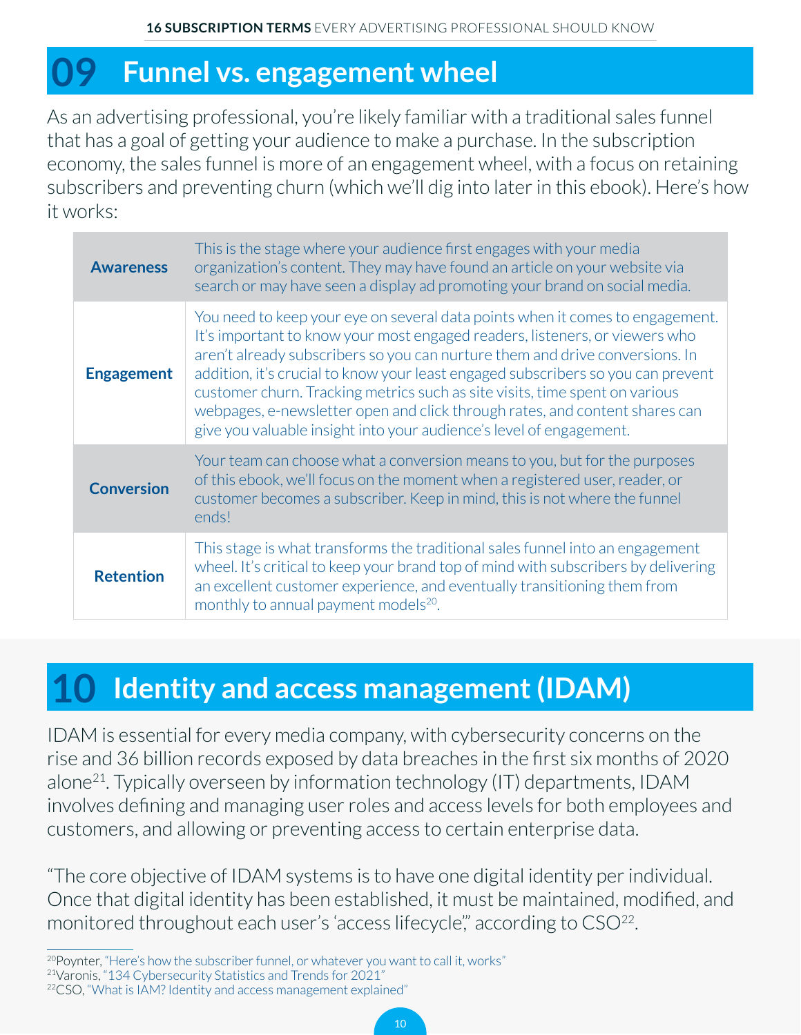## 09 Funnel vs. engagement wheel

As an advertising professional, you're likely familiar with a traditional sales funnel that has a goal of getting your audience to make a purchase. In the subscription economy, the sales funnel is more of an engagement wheel, with a focus on retaining subscribers and preventing churn (which we'll dig into later in this ebook). Here's how it works:

| | |
|---|---|
| **Awareness** | This is the stage where your audience first engages with your media organization's content. They may have found an article on your website via search or may have seen a display ad promoting your brand on social media. |
| **Engagement** | You need to keep your eye on several data points when it comes to engagement. It's important to know your most engaged readers, listeners, or viewers who aren't already subscribers so you can nurture them and drive conversions. In addition, it's crucial to know your least engaged subscribers so you can prevent customer churn. Tracking metrics such as site visits, time spent on various webpages, e-newsletter open and click through rates, and content shares can give you valuable insight into your audience's level of engagement. |
| **Conversion** | Your team can choose what a conversion means to you, but for the purposes of this ebook, we'll focus on the moment when a registered user, reader, or customer becomes a subscriber. Keep in mind, this is not where the funnel ends! |
| **Retention** | This stage is what transforms the traditional sales funnel into an engagement wheel. It's critical to keep your brand top of mind with subscribers by delivering an excellent customer experience, and eventually transitioning them from monthly to annual payment models[20]. |

## 10 Identity and access management (IDAM)

IDAM is essential for every media company, with cybersecurity concerns on the rise and 36 billion records exposed by data breaches in the first six months of 2020 alone[21]. Typically overseen by information technology (IT) departments, IDAM involves defining and managing user roles and access levels for both employees and customers, and allowing or preventing access to certain enterprise data.

"The core objective of IDAM systems is to have one digital identity per individual. Once that digital identity has been established, it must be maintained, modified, and monitored throughout each user's 'access lifecycle'," according to CSO[22].

---

[20] Poynter, "Here's how the subscriber funnel, or whatever you want to call it, works"
[21] Varonis, "134 Cybersecurity Statistics and Trends for 2021"
[22] CSO, "What is IAM? Identity and access management explained"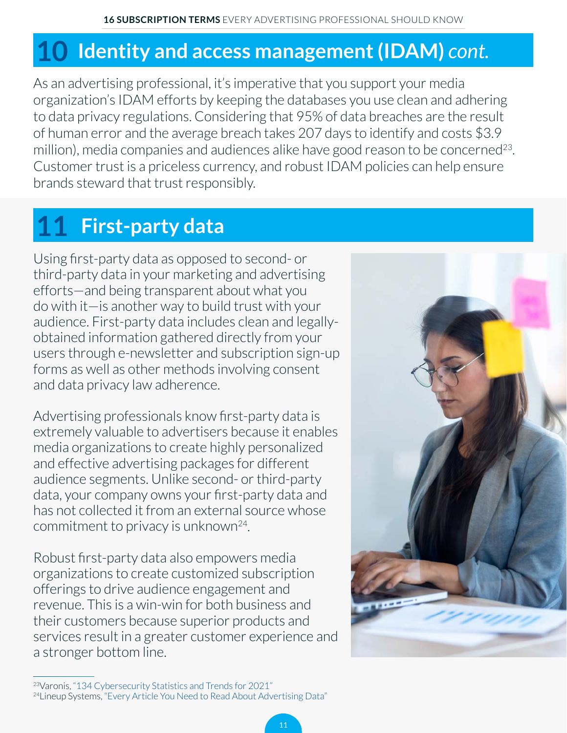## 10 Identity and access management (IDAM) *cont.*

As an advertising professional, it's imperative that you support your media organization's IDAM efforts by keeping the databases you use clean and adhering to data privacy regulations. Considering that 95% of data breaches are the result of human error and the average breach takes 207 days to identify and costs $3.9 million), media companies and audiences alike have good reason to be concerned[23]. Customer trust is a priceless currency, and robust IDAM policies can help ensure brands steward that trust responsibly.

## 11 First-party data

Using first-party data as opposed to second- or third-party data in your marketing and advertising efforts—and being transparent about what you do with it—is another way to build trust with your audience. First-party data includes clean and legally-obtained information gathered directly from your users through e-newsletter and subscription sign-up forms as well as other methods involving consent and data privacy law adherence.

Advertising professionals know first-party data is extremely valuable to advertisers because it enables media organizations to create highly personalized and effective advertising packages for different audience segments. Unlike second- or third-party data, your company owns your first-party data and has not collected it from an external source whose commitment to privacy is unknown[24].

Robust first-party data also empowers media organizations to create customized subscription offerings to drive audience engagement and revenue. This is a win-win for both business and their customers because superior products and services result in a greater customer experience and a stronger bottom line.

---

[23] Varonis, "134 Cybersecurity Statistics and Trends for 2021"
[24] Lineup Systems, "Every Article You Need to Read About Advertising Data"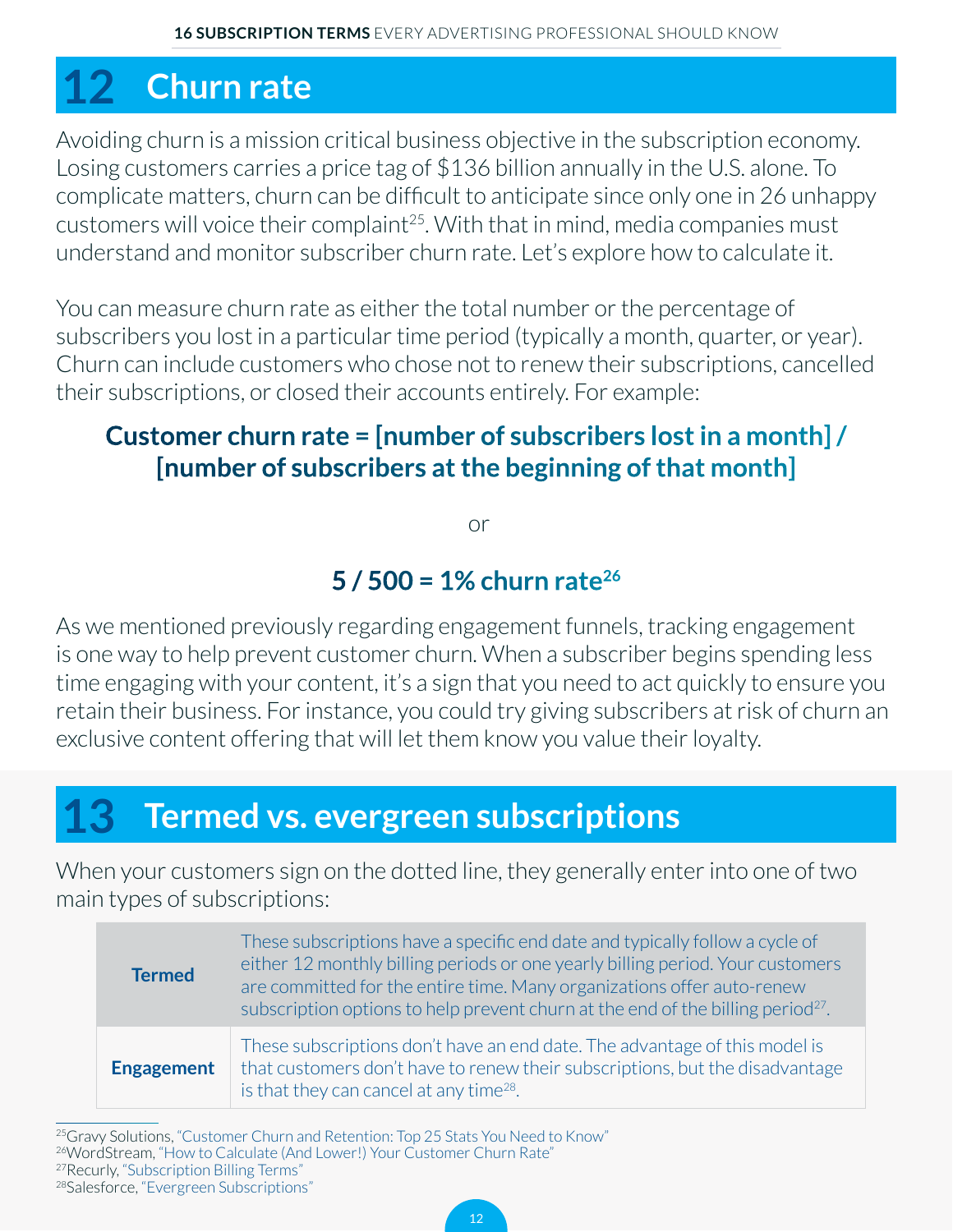## 12 Churn rate

Avoiding churn is a mission critical business objective in the subscription economy. Losing customers carries a price tag of $136 billion annually in the U.S. alone. To complicate matters, churn can be difficult to anticipate since only one in 26 unhappy customers will voice their complaint[25]. With that in mind, media companies must understand and monitor subscriber churn rate. Let's explore how to calculate it.

You can measure churn rate as either the total number or the percentage of subscribers you lost in a particular time period (typically a month, quarter, or year). Churn can include customers who chose not to renew their subscriptions, cancelled their subscriptions, or closed their accounts entirely. For example:

**Customer churn rate = [number of subscribers lost in a month] / [number of subscribers at the beginning of that month]**

or

**5 / 500 = 1% churn rate[26]**

As we mentioned previously regarding engagement funnels, tracking engagement is one way to help prevent customer churn. When a subscriber begins spending less time engaging with your content, it's a sign that you need to act quickly to ensure you retain their business. For instance, you could try giving subscribers at risk of churn an exclusive content offering that will let them know you value their loyalty.

## 13 Termed vs. evergreen subscriptions

When your customers sign on the dotted line, they generally enter into one of two main types of subscriptions:

| | |
|---|---|
| **Termed** | These subscriptions have a specific end date and typically follow a cycle of either 12 monthly billing periods or one yearly billing period. Your customers are committed for the entire time. Many organizations offer auto-renew subscription options to help prevent churn at the end of the billing period[27]. |
| **Engagement** | These subscriptions don't have an end date. The advantage of this model is that customers don't have to renew their subscriptions, but the disadvantage is that they can cancel at any time[28]. |

[25]Gravy Solutions, "Customer Churn and Retention: Top 25 Stats You Need to Know"
[26]WordStream, "How to Calculate (And Lower!) Your Customer Churn Rate"
[27]Recurly, "Subscription Billing Terms"
[28]Salesforce, "Evergreen Subscriptions"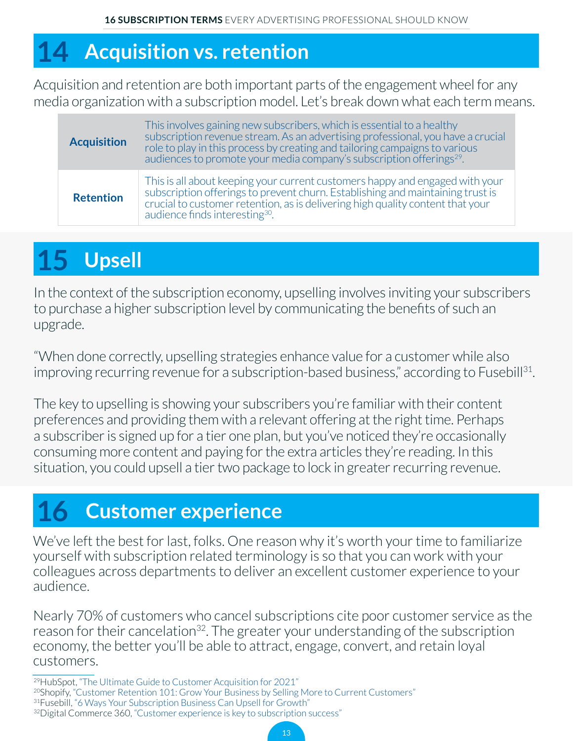## 14 Acquisition vs. retention

Acquisition and retention are both important parts of the engagement wheel for any media organization with a subscription model. Let's break down what each term means.

| | |
|---|---|
| **Acquisition** | This involves gaining new subscribers, which is essential to a healthy subscription revenue stream. As an advertising professional, you have a crucial role to play in this process by creating and tailoring campaigns to various audiences to promote your media company's subscription offerings[29]. |
| **Retention** | This is all about keeping your current customers happy and engaged with your subscription offerings to prevent churn. Establishing and maintaining trust is crucial to customer retention, as is delivering high quality content that your audience finds interesting[30]. |

## 15 Upsell

In the context of the subscription economy, upselling involves inviting your subscribers to purchase a higher subscription level by communicating the benefits of such an upgrade.

"When done correctly, upselling strategies enhance value for a customer while also improving recurring revenue for a subscription-based business," according to Fusebill[31].

The key to upselling is showing your subscribers you're familiar with their content preferences and providing them with a relevant offering at the right time. Perhaps a subscriber is signed up for a tier one plan, but you've noticed they're occasionally consuming more content and paying for the extra articles they're reading. In this situation, you could upsell a tier two package to lock in greater recurring revenue.

## 16 Customer experience

We've left the best for last, folks. One reason why it's worth your time to familiarize yourself with subscription related terminology is so that you can work with your colleagues across departments to deliver an excellent customer experience to your audience.

Nearly 70% of customers who cancel subscriptions cite poor customer service as the reason for their cancelation[32]. The greater your understanding of the subscription economy, the better you'll be able to attract, engage, convert, and retain loyal customers.

---

[29] HubSpot, "The Ultimate Guide to Customer Acquisition for 2021"
[20] Shopify, "Customer Retention 101: Grow Your Business by Selling More to Current Customers"
[31] Fusebill, "6 Ways Your Subscription Business Can Upsell for Growth"
[32] Digital Commerce 360, "Customer experience is key to subscription success"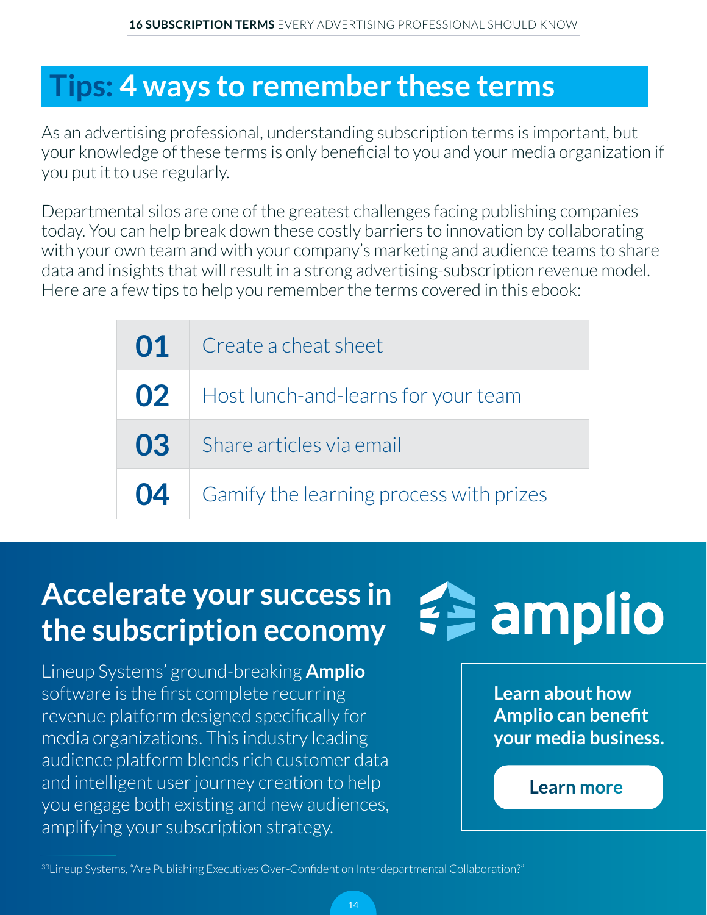# Tips: 4 ways to remember these terms

As an advertising professional, understanding subscription terms is important, but your knowledge of these terms is only beneficial to you and your media organization if you put it to use regularly.

Departmental silos are one of the greatest challenges facing publishing companies today. You can help break down these costly barriers to innovation by collaborating with your own team and with your company's marketing and audience teams to share data and insights that will result in a strong advertising-subscription revenue model. Here are a few tips to help you remember the terms covered in this ebook:

| | |
|---|---|
| **01** | Create a cheat sheet |
| **02** | Host lunch-and-learns for your team |
| **03** | Share articles via email |
| **04** | Gamify the learning process with prizes |

## Accelerate your success in the subscription economy

Lineup Systems' ground-breaking **Amplio** software is the first complete recurring revenue platform designed specifically for media organizations. This industry leading audience platform blends rich customer data and intelligent user journey creation to help you engage both existing and new audiences, amplifying your subscription strategy.

amplio

**Learn about how Amplio can benefit your media business.**

**Learn more**

[33]Lineup Systems, "Are Publishing Executives Over-Confident on Interdepartmental Collaboration?"